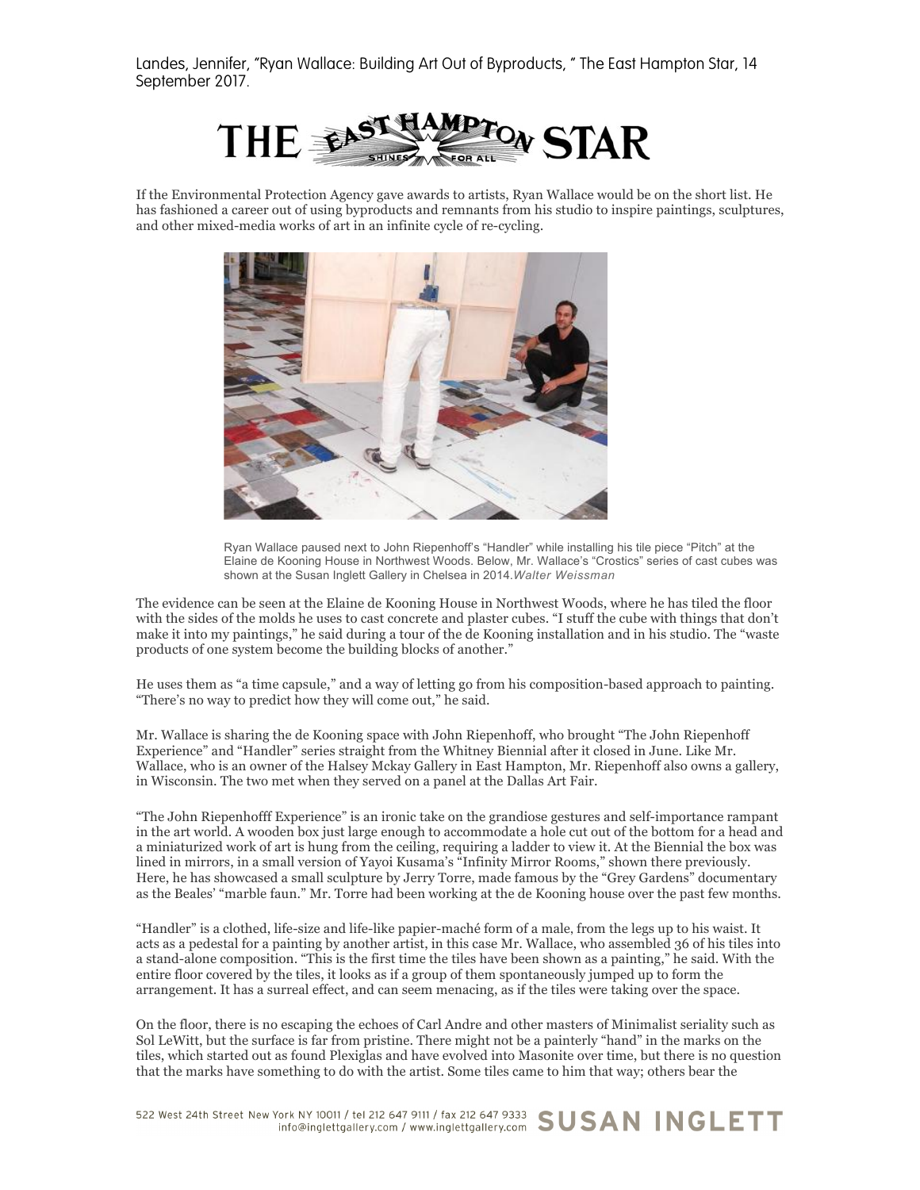Landes, Jennifer, "Ryan Wallace: Building Art Out of Byproducts, " The East Hampton Star, 14 September 2017.

# THE EAST HAMPTON STAR

If the Environmental Protection Agency gave awards to artists, Ryan Wallace would be on the short list. He has fashioned a career out of using byproducts and remnants from his studio to inspire paintings, sculptures, and other mixed-media works of art in an infinite cycle of re-cycling.

Ryan Wallace paused next to John Riepenhoff's "Handler" while installing his tile piece "Pitch" at the Elaine de Kooning House in Northwest Woods. Below, Mr. Wallace's "Crostics" series of cast cubes was shown at the Susan Inglett Gallery in Chelsea in 2014.*Walter Weissman*

The evidence can be seen at the Elaine de Kooning House in Northwest Woods, where he has tiled the floor with the sides of the molds he uses to cast concrete and plaster cubes. "I stuff the cube with things that don't make it into my paintings," he said during a tour of the de Kooning installation and in his studio. The "waste products of one system become the building blocks of another."

He uses them as "a time capsule," and a way of letting go from his composition-based approach to painting. "There's no way to predict how they will come out," he said.

Mr. Wallace is sharing the de Kooning space with John Riepenhoff, who brought "The John Riepenhoff Experience" and "Handler" series straight from the Whitney Biennial after it closed in June. Like Mr. Wallace, who is an owner of the Halsey Mckay Gallery in East Hampton, Mr. Riepenhoff also owns a gallery, in Wisconsin. The two met when they served on a panel at the Dallas Art Fair.

"The John Riepenhofff Experience" is an ironic take on the grandiose gestures and self-importance rampant in the art world. A wooden box just large enough to accommodate a hole cut out of the bottom for a head and a miniaturized work of art is hung from the ceiling, requiring a ladder to view it. At the Biennial the box was lined in mirrors, in a small version of Yayoi Kusama's "Infinity Mirror Rooms," shown there previously. Here, he has showcased a small sculpture by Jerry Torre, made famous by the "Grey Gardens" documentary as the Beales' "marble faun." Mr. Torre had been working at the de Kooning house over the past few months.

"Handler" is a clothed, life-size and life-like papier-maché form of a male, from the legs up to his waist. It acts as a pedestal for a painting by another artist, in this case Mr. Wallace, who assembled 36 of his tiles into a stand-alone composition. "This is the first time the tiles have been shown as a painting," he said. With the entire floor covered by the tiles, it looks as if a group of them spontaneously jumped up to form the arrangement. It has a surreal effect, and can seem menacing, as if the tiles were taking over the space.

On the floor, there is no escaping the echoes of Carl Andre and other masters of Minimalist seriality such as Sol LeWitt, but the surface is far from pristine. There might not be a painterly "hand" in the marks on the tiles, which started out as found Plexiglas and have evolved into Masonite over time, but there is no question that the marks have something to do with the artist. Some tiles came to him that way; others bear the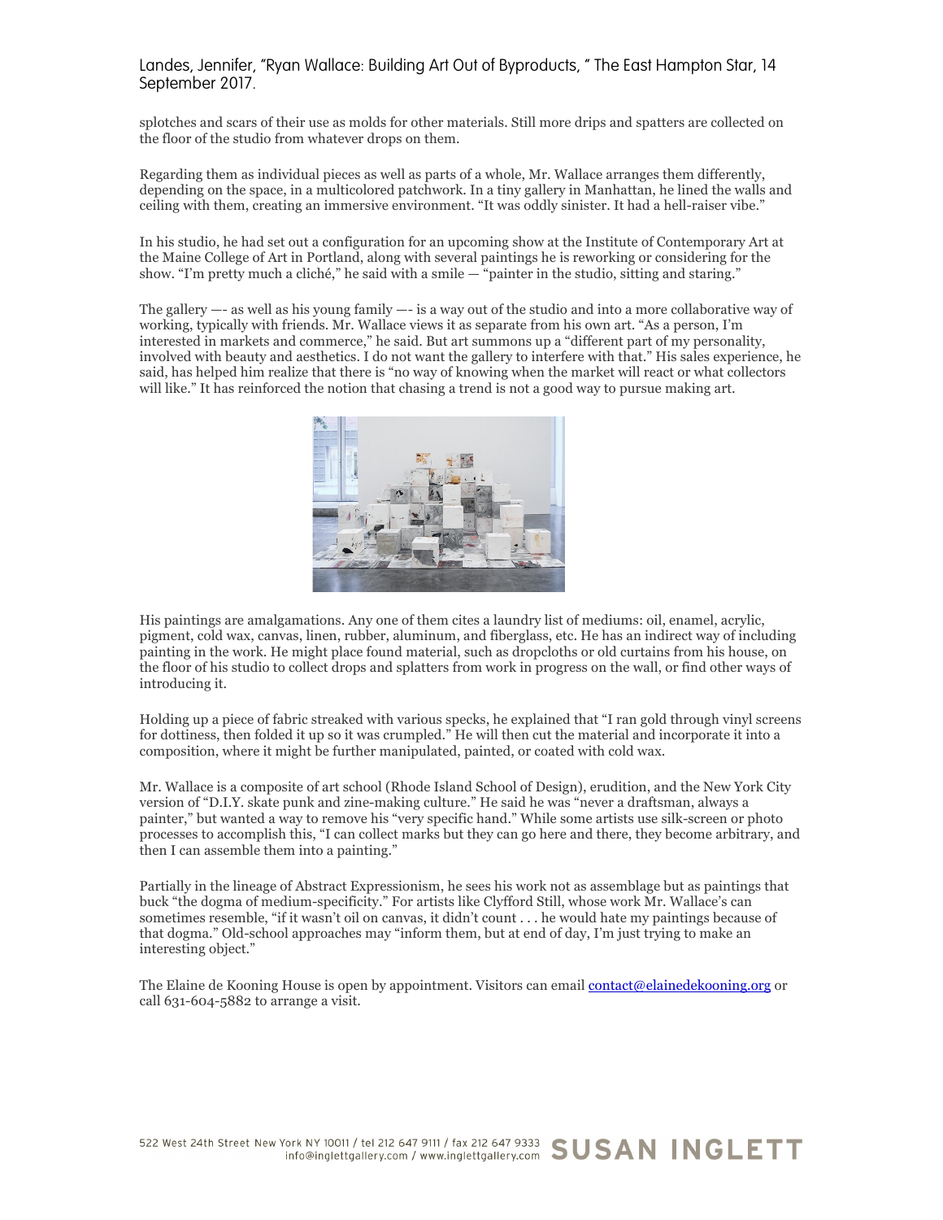splotches and scars of their use as molds for other materials. Still more drips and spatters are collected on the floor of the studio from whatever drops on them.

Regarding them as individual pieces as well as parts of a whole, Mr. Wallace arranges them differently, depending on the space, in a multicolored patchwork. In a tiny gallery in Manhattan, he lined the walls and ceiling with them, creating an immersive environment. "It was oddly sinister. It had a hell-raiser vibe."

In his studio, he had set out a configuration for an upcoming show at the Institute of Contemporary Art at the Maine College of Art in Portland, along with several paintings he is reworking or considering for the show. "I'm pretty much a cliché," he said with a smile — "painter in the studio, sitting and staring."

The gallery —- as well as his young family —- is a way out of the studio and into a more collaborative way of working, typically with friends. Mr. Wallace views it as separate from his own art. "As a person, I'm interested in markets and commerce," he said. But art summons up a "different part of my personality, involved with beauty and aesthetics. I do not want the gallery to interfere with that." His sales experience, he said, has helped him realize that there is "no way of knowing when the market will react or what collectors will like." It has reinforced the notion that chasing a trend is not a good way to pursue making art.

His paintings are amalgamations. Any one of them cites a laundry list of mediums: oil, enamel, acrylic, pigment, cold wax, canvas, linen, rubber, aluminum, and fiberglass, etc. He has an indirect way of including painting in the work. He might place found material, such as dropcloths or old curtains from his house, on the floor of his studio to collect drops and splatters from work in progress on the wall, or find other ways of introducing it.

Holding up a piece of fabric streaked with various specks, he explained that "I ran gold through vinyl screens for dottiness, then folded it up so it was crumpled." He will then cut the material and incorporate it into a composition, where it might be further manipulated, painted, or coated with cold wax.

Mr. Wallace is a composite of art school (Rhode Island School of Design), erudition, and the New York City version of "D.I.Y. skate punk and zine-making culture." He said he was "never a draftsman, always a painter," but wanted a way to remove his "very specific hand." While some artists use silk-screen or photo processes to accomplish this, "I can collect marks but they can go here and there, they become arbitrary, and then I can assemble them into a painting."

Partially in the lineage of Abstract Expressionism, he sees his work not as assemblage but as paintings that buck "the dogma of medium-specificity." For artists like Clyfford Still, whose work Mr. Wallace's can sometimes resemble, "if it wasn't oil on canvas, it didn't count . . . he would hate my paintings because of that dogma." Old-school approaches may "inform them, but at end of day, I'm just trying to make an interesting object."

The Elaine de Kooning House is open by appointment. Visitors can email contact@elainedekooning.org or call 631-604-5882 to arrange a visit.